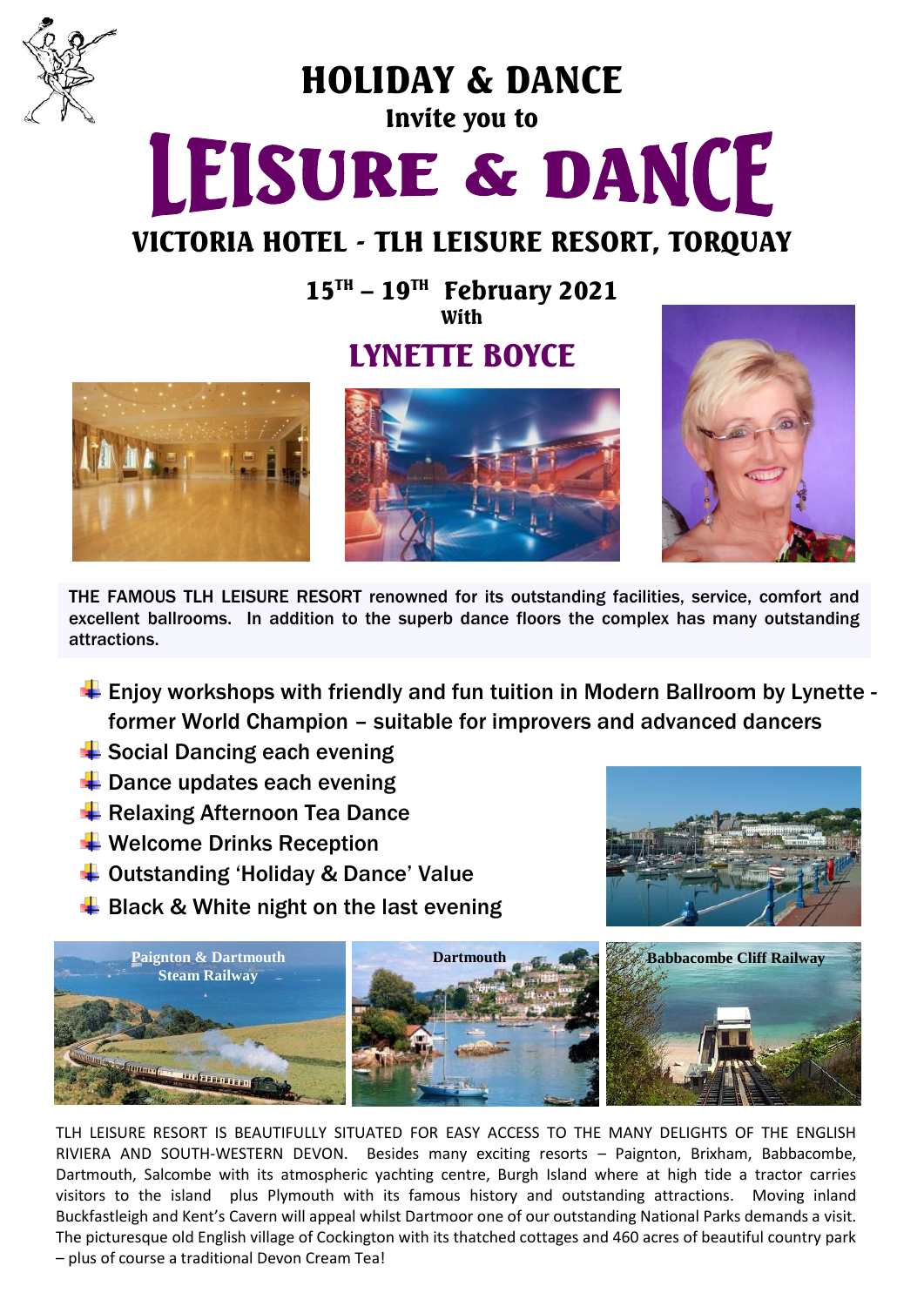# HOLIDAY & DANCE

### Invite you to

# LEISURE & DANCE

## VICTORIA HOTEL - TLH LEISURE RESORT, TORQUAY

### 15TH – 19TH February 2021

With

## LYNETTE BOYCE

THE FAMOUS TLH LEISURE RESORT renowned for its outstanding facilities, service, comfort and excellent ballrooms. In addition to the superb dance floors the complex has many outstanding attractions.

- Enjoy workshops with friendly and fun tuition in Modern Ballroom by Lynette - former World Champion – suitable for improvers and advanced dancers
- Social Dancing each evening
- Dance updates each evening
- Relaxing Afternoon Tea Dance
- Welcome Drinks Reception
- Outstanding 'Holiday & Dance' Value
- Black & White night on the last evening

Paignton & Dartmouth Steam Railway

Dartmouth

Babbacombe Cliff Railway

TLH LEISURE RESORT IS BEAUTIFULLY SITUATED FOR EASY ACCESS TO THE MANY DELIGHTS OF THE ENGLISH RIVIERA AND SOUTH-WESTERN DEVON. Besides many exciting resorts – Paignton, Brixham, Babbacombe, Dartmouth, Salcombe with its atmospheric yachting centre, Burgh Island where at high tide a tractor carries visitors to the island plus Plymouth with its famous history and outstanding attractions. Moving inland Buckfastleigh and Kent's Cavern will appeal whilst Dartmoor one of our outstanding National Parks demands a visit. The picturesque old English village of Cockington with its thatched cottages and 460 acres of beautiful country park – plus of course a traditional Devon Cream Tea!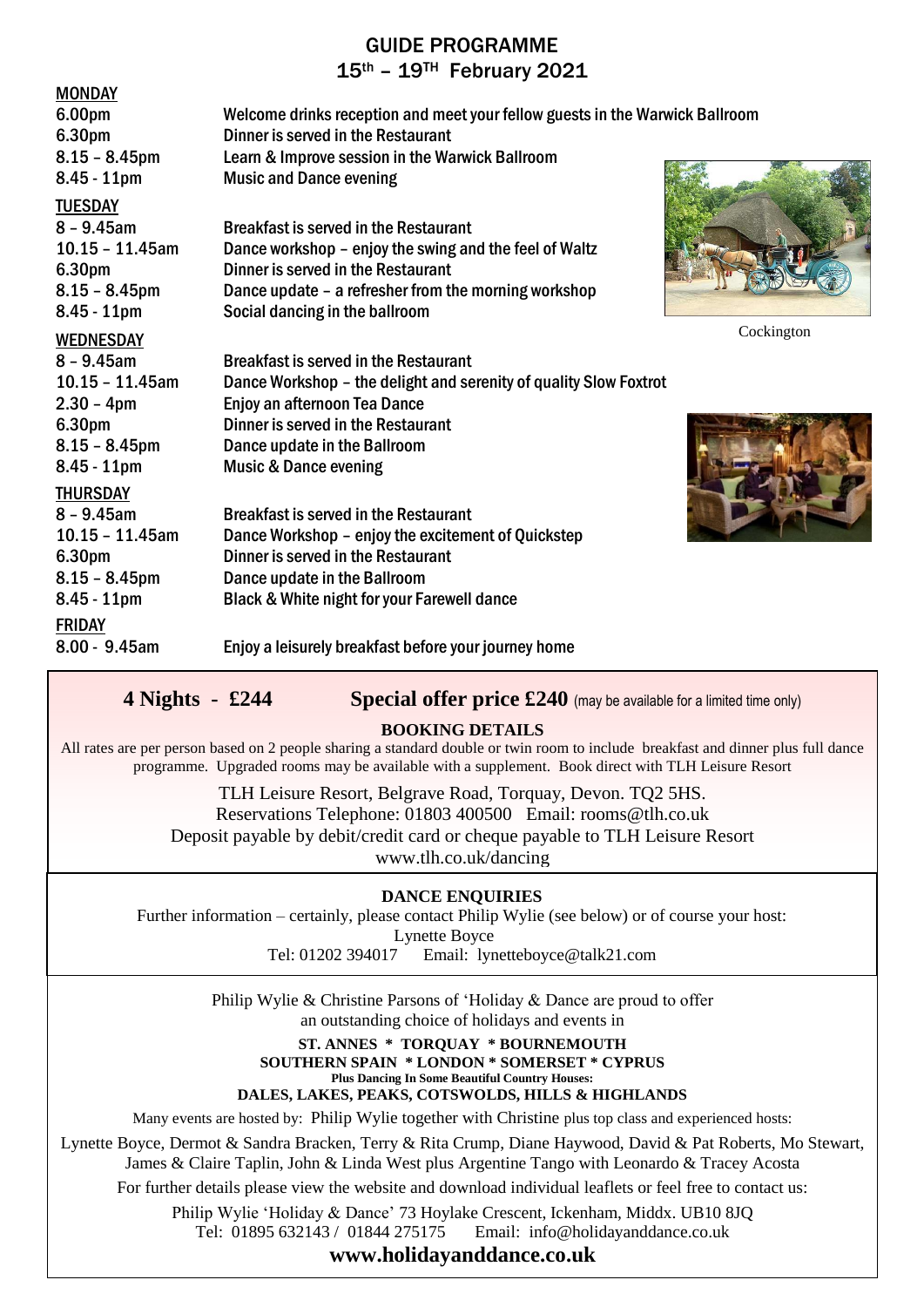# GUIDE PROGRAMME
## 15th – 19TH February 2021

**MONDAY**

| | |
|---|---|
| 6.00pm | Welcome drinks reception and meet your fellow guests in the Warwick Ballroom |
| 6.30pm | Dinner is served in the Restaurant |
| 8.15 – 8.45pm | Learn & Improve session in the Warwick Ballroom |
| 8.45 - 11pm | Music and Dance evening |

**TUESDAY**

| | |
|---|---|
| 8 – 9.45am | Breakfast is served in the Restaurant |
| 10.15 – 11.45am | Dance workshop – enjoy the swing and the feel of Waltz |
| 6.30pm | Dinner is served in the Restaurant |
| 8.15 – 8.45pm | Dance update – a refresher from the morning workshop |
| 8.45 - 11pm | Social dancing in the ballroom |

Cockington

**WEDNESDAY**

| | |
|---|---|
| 8 – 9.45am | Breakfast is served in the Restaurant |
| 10.15 – 11.45am | Dance Workshop – the delight and serenity of quality Slow Foxtrot |
| 2.30 – 4pm | Enjoy an afternoon Tea Dance |
| 6.30pm | Dinner is served in the Restaurant |
| 8.15 – 8.45pm | Dance update in the Ballroom |
| 8.45 - 11pm | Music & Dance evening |

**THURSDAY**

| | |
|---|---|
| 8 – 9.45am | Breakfast is served in the Restaurant |
| 10.15 – 11.45am | Dance Workshop – enjoy the excitement of Quickstep |
| 6.30pm | Dinner is served in the Restaurant |
| 8.15 – 8.45pm | Dance update in the Ballroom |
| 8.45 - 11pm | Black & White night for your Farewell dance |

**FRIDAY**

| | |
|---|---|
| 8.00 - 9.45am | Enjoy a leisurely breakfast before your journey home |

**4 Nights - £244** **Special offer price £240** (may be available for a limited time only)

**BOOKING DETAILS**

All rates are per person based on 2 people sharing a standard double or twin room to include breakfast and dinner plus full dance programme. Upgraded rooms may be available with a supplement. Book direct with TLH Leisure Resort

TLH Leisure Resort, Belgrave Road, Torquay, Devon. TQ2 5HS.
Reservations Telephone: 01803 400500 Email: rooms@tlh.co.uk
Deposit payable by debit/credit card or cheque payable to TLH Leisure Resort
www.tlh.co.uk/dancing

**DANCE ENQUIRIES**

Further information – certainly, please contact Philip Wylie (see below) or of course your host:
Lynette Boyce
Tel: 01202 394017 Email: lynetteboyce@talk21.com

Philip Wylie & Christine Parsons of 'Holiday & Dance are proud to offer
an outstanding choice of holidays and events in

**ST. ANNES * TORQUAY * BOURNEMOUTH**
**SOUTHERN SPAIN * LONDON * SOMERSET * CYPRUS**
**Plus Dancing In Some Beautiful Country Houses:**
**DALES, LAKES, PEAKS, COTSWOLDS, HILLS & HIGHLANDS**

Many events are hosted by: Philip Wylie together with Christine plus top class and experienced hosts:

Lynette Boyce, Dermot & Sandra Bracken, Terry & Rita Crump, Diane Haywood, David & Pat Roberts, Mo Stewart, James & Claire Taplin, John & Linda West plus Argentine Tango with Leonardo & Tracey Acosta

For further details please view the website and download individual leaflets or feel free to contact us:

Philip Wylie 'Holiday & Dance' 73 Hoylake Crescent, Ickenham, Middx. UB10 8JQ
Tel: 01895 632143 / 01844 275175 Email: info@holidayanddance.co.uk

**www.holidayanddance.co.uk**